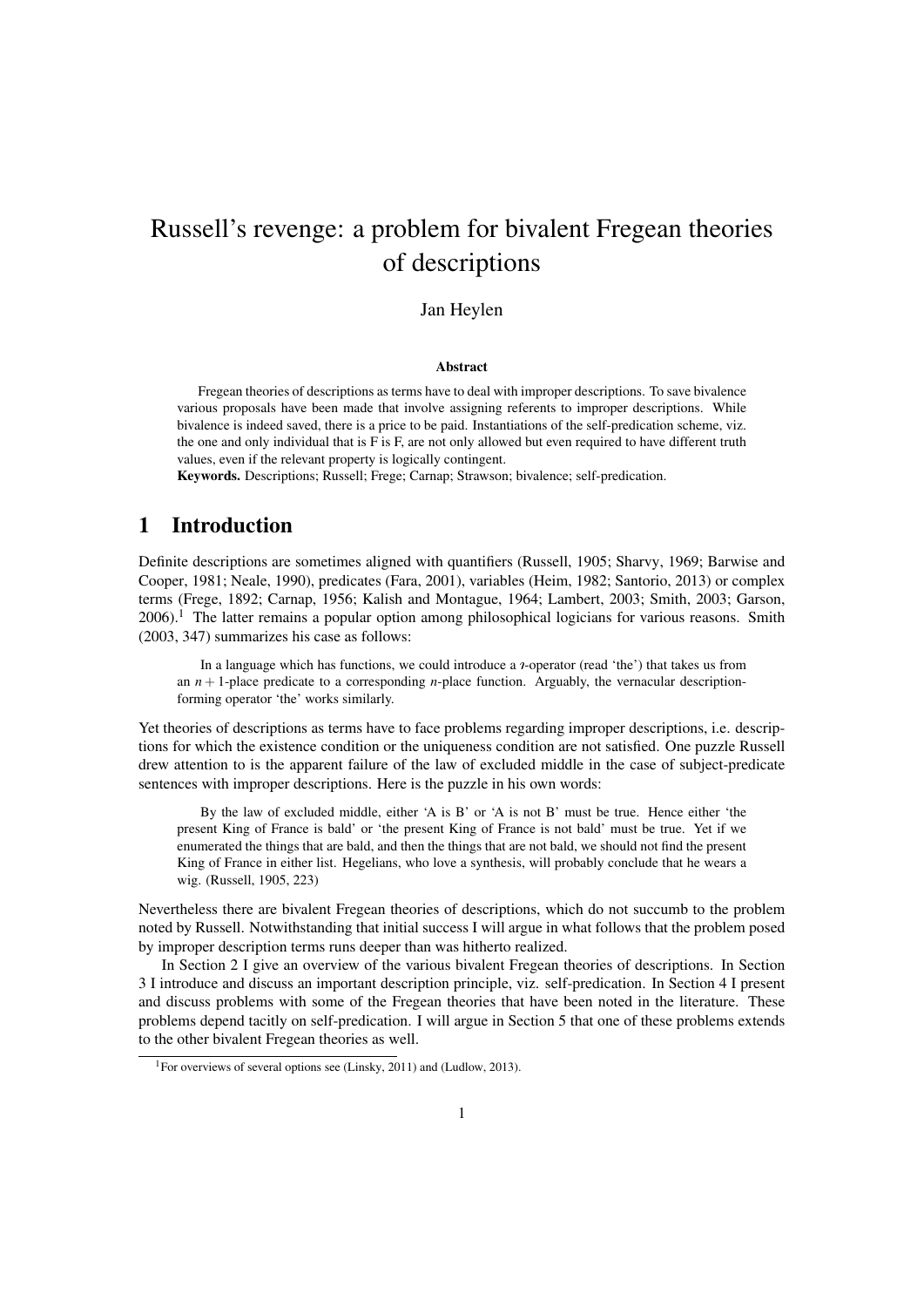# Russell's revenge: a problem for bivalent Fregean theories of descriptions

Jan Heylen

**Abstract**

Fregean theories of descriptions as terms have to deal with improper descriptions. To save bivalence various proposals have been made that involve assigning referents to improper descriptions. While bivalence is indeed saved, there is a price to be paid. Instantiations of the self-predication scheme, viz. the one and only individual that is F is F, are not only allowed but even required to have different truth values, even if the relevant property is logically contingent.

**Keywords.** Descriptions; Russell; Frege; Carnap; Strawson; bivalence; self-predication.

## 1 Introduction

Definite descriptions are sometimes aligned with quantifiers (Russell, 1905; Sharvy, 1969; Barwise and Cooper, 1981; Neale, 1990), predicates (Fara, 2001), variables (Heim, 1982; Santorio, 2013) or complex terms (Frege, 1892; Carnap, 1956; Kalish and Montague, 1964; Lambert, 2003; Smith, 2003; Garson, 2006).[1] The latter remains a popular option among philosophical logicians for various reasons. Smith (2003, 347) summarizes his case as follows:

> In a language which has functions, we could introduce a $\iota$-operator (read 'the') that takes us from an $n+1$-place predicate to a corresponding $n$-place function. Arguably, the vernacular description-forming operator 'the' works similarly.

Yet theories of descriptions as terms have to face problems regarding improper descriptions, i.e. descriptions for which the existence condition or the uniqueness condition are not satisfied. One puzzle Russell drew attention to is the apparent failure of the law of excluded middle in the case of subject-predicate sentences with improper descriptions. Here is the puzzle in his own words:

> By the law of excluded middle, either 'A is B' or 'A is not B' must be true. Hence either 'the present King of France is bald' or 'the present King of France is not bald' must be true. Yet if we enumerated the things that are bald, and then the things that are not bald, we should not find the present King of France in either list. Hegelians, who love a synthesis, will probably conclude that he wears a wig. (Russell, 1905, 223)

Nevertheless there are bivalent Fregean theories of descriptions, which do not succumb to the problem noted by Russell. Notwithstanding that initial success I will argue in what follows that the problem posed by improper description terms runs deeper than was hitherto realized.

In Section 2 I give an overview of the various bivalent Fregean theories of descriptions. In Section 3 I introduce and discuss an important description principle, viz. self-predication. In Section 4 I present and discuss problems with some of the Fregean theories that have been noted in the literature. These problems depend tacitly on self-predication. I will argue in Section 5 that one of these problems extends to the other bivalent Fregean theories as well.

[1] For overviews of several options see (Linsky, 2011) and (Ludlow, 2013).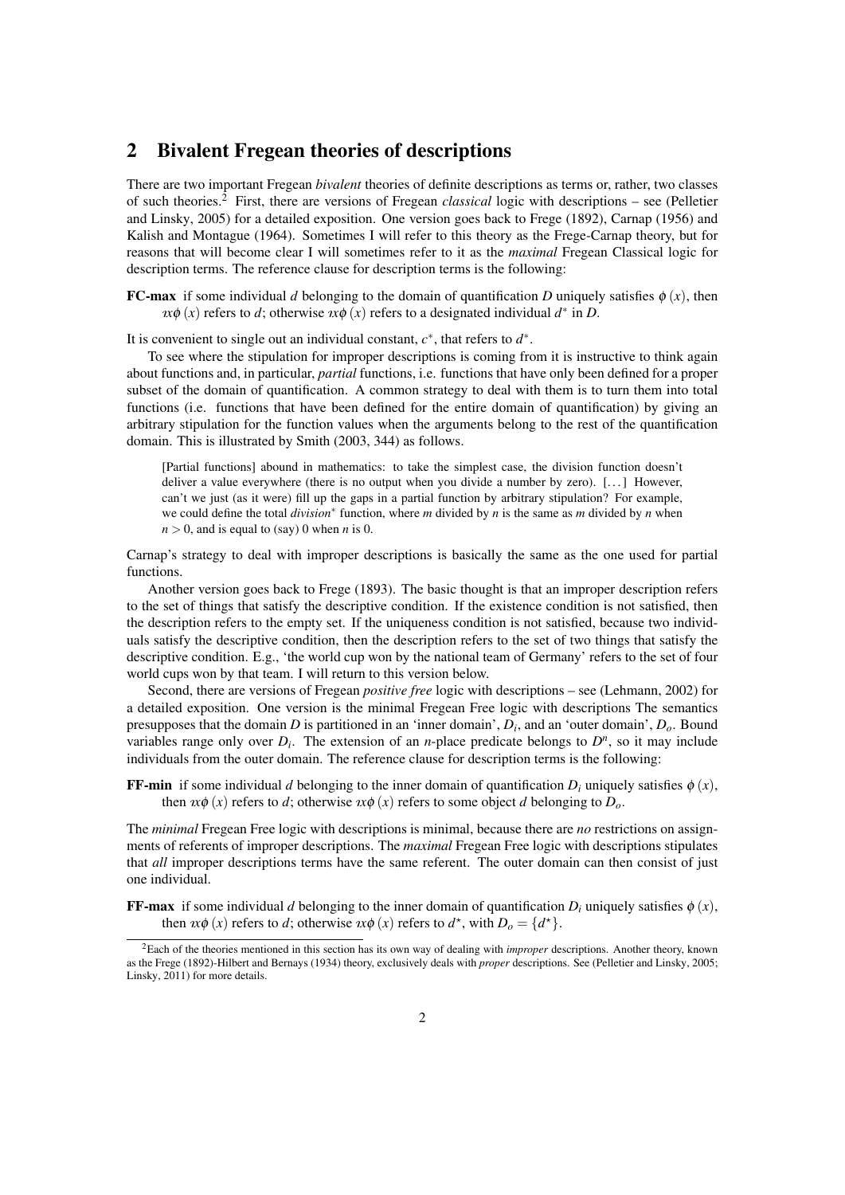## 2 Bivalent Fregean theories of descriptions

There are two important Fregean *bivalent* theories of definite descriptions as terms or, rather, two classes of such theories.[2] First, there are versions of Fregean *classical* logic with descriptions – see (Pelletier and Linsky, 2005) for a detailed exposition. One version goes back to Frege (1892), Carnap (1956) and Kalish and Montague (1964). Sometimes I will refer to this theory as the Frege-Carnap theory, but for reasons that will become clear I will sometimes refer to it as the *maximal* Fregean Classical logic for description terms. The reference clause for description terms is the following:

**FC-max** if some individual $d$ belonging to the domain of quantification $D$ uniquely satisfies $\phi(x)$, then $\imath x\phi(x)$ refers to $d$; otherwise $\imath x\phi(x)$ refers to a designated individual $d^*$ in $D$.

It is convenient to single out an individual constant, $c^*$, that refers to $d^*$.

To see where the stipulation for improper descriptions is coming from it is instructive to think again about functions and, in particular, *partial* functions, i.e. functions that have only been defined for a proper subset of the domain of quantification. A common strategy to deal with them is to turn them into total functions (i.e. functions that have been defined for the entire domain of quantification) by giving an arbitrary stipulation for the function values when the arguments belong to the rest of the quantification domain. This is illustrated by Smith (2003, 344) as follows.

> [Partial functions] abound in mathematics: to take the simplest case, the division function doesn't deliver a value everywhere (there is no output when you divide a number by zero). [...] However, can't we just (as it were) fill up the gaps in a partial function by arbitrary stipulation? For example, we could define the total *division*$^*$ function, where $m$ divided by $n$ is the same as $m$ divided by $n$ when $n > 0$, and is equal to (say) 0 when $n$ is 0.

Carnap's strategy to deal with improper descriptions is basically the same as the one used for partial functions.

Another version goes back to Frege (1893). The basic thought is that an improper description refers to the set of things that satisfy the descriptive condition. If the existence condition is not satisfied, then the description refers to the empty set. If the uniqueness condition is not satisfied, because two individuals satisfy the descriptive condition, then the description refers to the set of two things that satisfy the descriptive condition. E.g., 'the world cup won by the national team of Germany' refers to the set of four world cups won by that team. I will return to this version below.

Second, there are versions of Fregean *positive free* logic with descriptions – see (Lehmann, 2002) for a detailed exposition. One version is the minimal Fregean Free logic with descriptions The semantics presupposes that the domain $D$ is partitioned in an 'inner domain', $D_i$, and an 'outer domain', $D_o$. Bound variables range only over $D_i$. The extension of an $n$-place predicate belongs to $D^n$, so it may include individuals from the outer domain. The reference clause for description terms is the following:

**FF-min** if some individual $d$ belonging to the inner domain of quantification $D_i$ uniquely satisfies $\phi(x)$, then $\imath x\phi(x)$ refers to $d$; otherwise $\imath x\phi(x)$ refers to some object $d$ belonging to $D_o$.

The *minimal* Fregean Free logic with descriptions is minimal, because there are *no* restrictions on assignments of referents of improper descriptions. The *maximal* Fregean Free logic with descriptions stipulates that *all* improper descriptions terms have the same referent. The outer domain can then consist of just one individual.

**FF-max** if some individual $d$ belonging to the inner domain of quantification $D_i$ uniquely satisfies $\phi(x)$, then $\imath x\phi(x)$ refers to $d$; otherwise $\imath x\phi(x)$ refers to $d^\star$, with $D_o = \{d^\star\}$.

[2]Each of the theories mentioned in this section has its own way of dealing with *improper* descriptions. Another theory, known as the Frege (1892)-Hilbert and Bernays (1934) theory, exclusively deals with *proper* descriptions. See (Pelletier and Linsky, 2005; Linsky, 2011) for more details.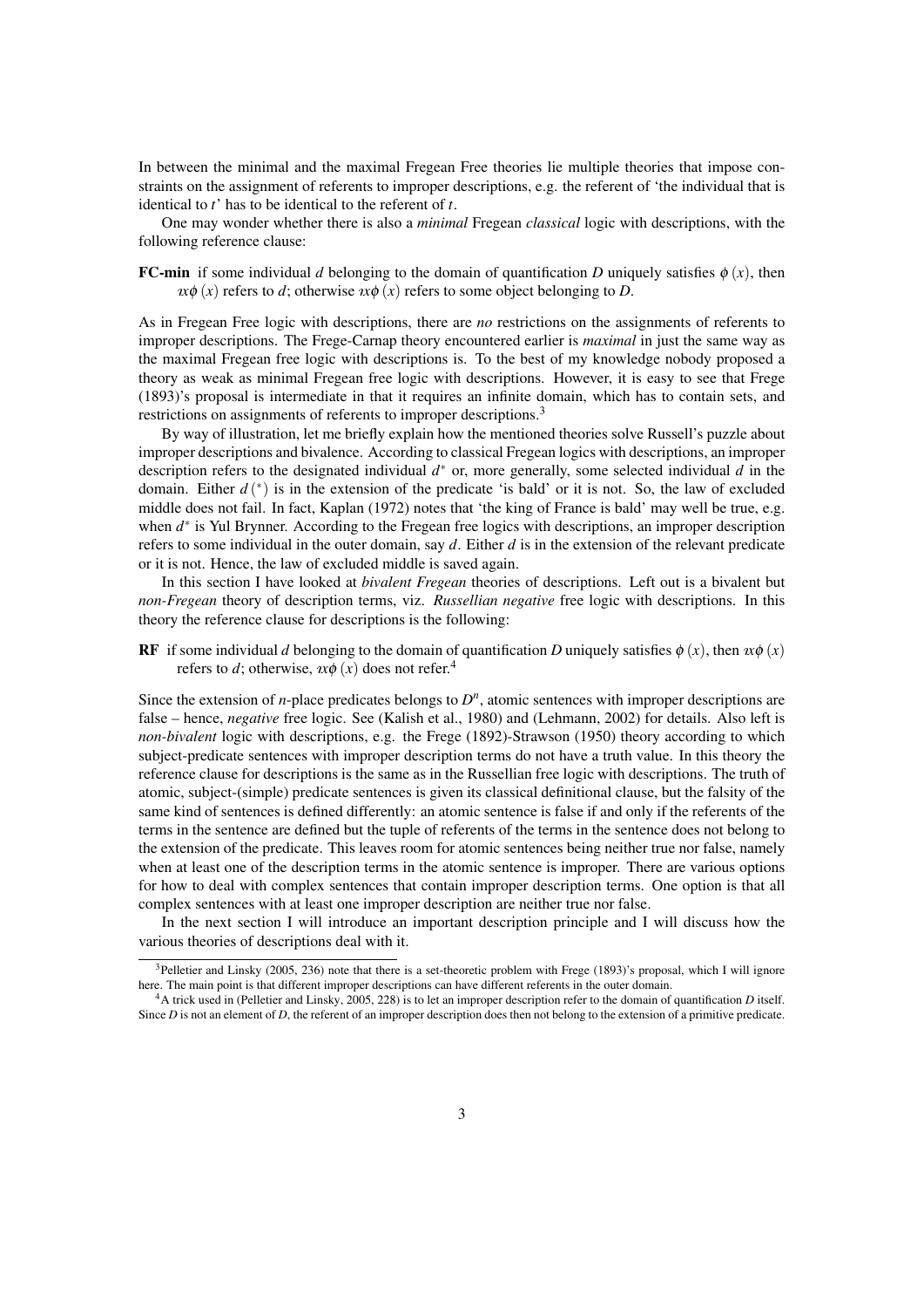In between the minimal and the maximal Fregean Free theories lie multiple theories that impose constraints on the assignment of referents to improper descriptions, e.g. the referent of 'the individual that is identical to $t$' has to be identical to the referent of $t$.

One may wonder whether there is also a *minimal* Fregean *classical* logic with descriptions, with the following reference clause:

**FC-min** if some individual $d$ belonging to the domain of quantification $D$ uniquely satisfies $\phi(x)$, then $\imath x\phi(x)$ refers to $d$; otherwise $\imath x\phi(x)$ refers to some object belonging to $D$.

As in Fregean Free logic with descriptions, there are *no* restrictions on the assignments of referents to improper descriptions. The Frege-Carnap theory encountered earlier is *maximal* in just the same way as the maximal Fregean free logic with descriptions is. To the best of my knowledge nobody proposed a theory as weak as minimal Fregean free logic with descriptions. However, it is easy to see that Frege (1893)'s proposal is intermediate in that it requires an infinite domain, which has to contain sets, and restrictions on assignments of referents to improper descriptions.[3]

By way of illustration, let me briefly explain how the mentioned theories solve Russell's puzzle about improper descriptions and bivalence. According to classical Fregean logics with descriptions, an improper description refers to the designated individual $d^*$ or, more generally, some selected individual $d$ in the domain. Either $d\,(^*)$ is in the extension of the predicate 'is bald' or it is not. So, the law of excluded middle does not fail. In fact, Kaplan (1972) notes that 'the king of France is bald' may well be true, e.g. when $d^*$ is Yul Brynner. According to the Fregean free logics with descriptions, an improper description refers to some individual in the outer domain, say $d$. Either $d$ is in the extension of the relevant predicate or it is not. Hence, the law of excluded middle is saved again.

In this section I have looked at *bivalent Fregean* theories of descriptions. Left out is a bivalent but *non-Fregean* theory of description terms, viz. *Russellian negative* free logic with descriptions. In this theory the reference clause for descriptions is the following:

**RF** if some individual $d$ belonging to the domain of quantification $D$ uniquely satisfies $\phi(x)$, then $\imath x\phi(x)$ refers to $d$; otherwise, $\imath x\phi(x)$ does not refer.[4]

Since the extension of $n$-place predicates belongs to $D^n$, atomic sentences with improper descriptions are false – hence, *negative* free logic. See (Kalish et al., 1980) and (Lehmann, 2002) for details. Also left is *non-bivalent* logic with descriptions, e.g. the Frege (1892)-Strawson (1950) theory according to which subject-predicate sentences with improper description terms do not have a truth value. In this theory the reference clause for descriptions is the same as in the Russellian free logic with descriptions. The truth of atomic, subject-(simple) predicate sentences is given its classical definitional clause, but the falsity of the same kind of sentences is defined differently: an atomic sentence is false if and only if the referents of the terms in the sentence are defined but the tuple of referents of the terms in the sentence does not belong to the extension of the predicate. This leaves room for atomic sentences being neither true nor false, namely when at least one of the description terms in the atomic sentence is improper. There are various options for how to deal with complex sentences that contain improper description terms. One option is that all complex sentences with at least one improper description are neither true nor false.

In the next section I will introduce an important description principle and I will discuss how the various theories of descriptions deal with it.

---

[3] Pelletier and Linsky (2005, 236) note that there is a set-theoretic problem with Frege (1893)'s proposal, which I will ignore here. The main point is that different improper descriptions can have different referents in the outer domain.

[4] A trick used in (Pelletier and Linsky, 2005, 228) is to let an improper description refer to the domain of quantification $D$ itself. Since $D$ is not an element of $D$, the referent of an improper description does then not belong to the extension of a primitive predicate.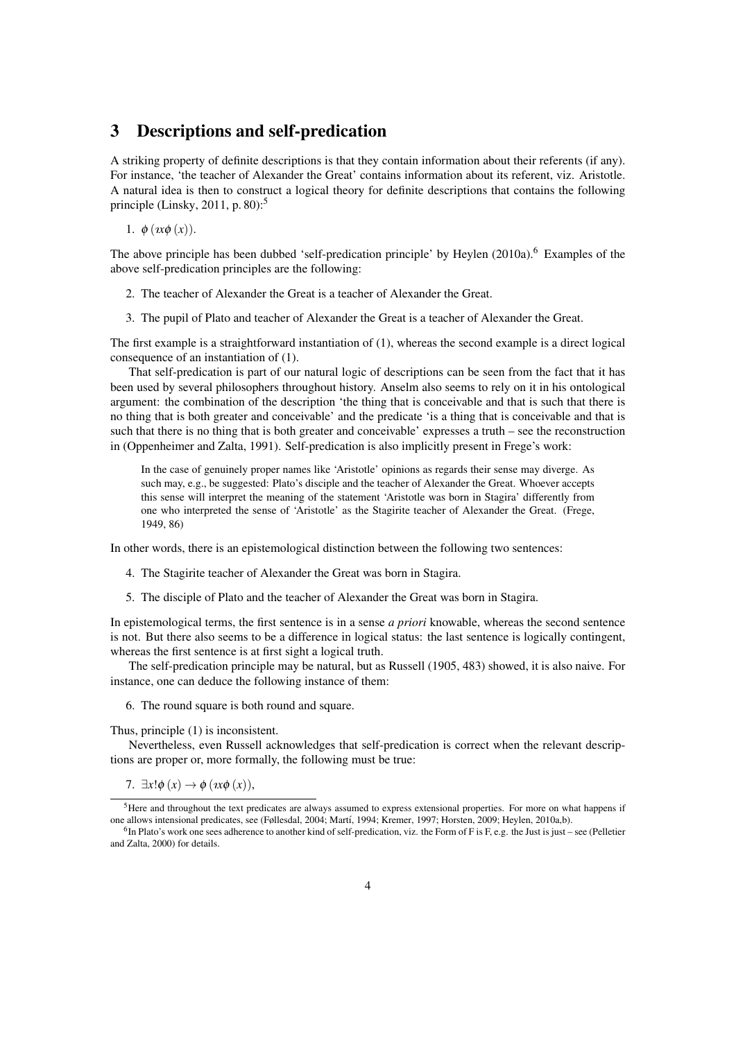## 3 Descriptions and self-predication

A striking property of definite descriptions is that they contain information about their referents (if any). For instance, 'the teacher of Alexander the Great' contains information about its referent, viz. Aristotle. A natural idea is then to construct a logical theory for definite descriptions that contains the following principle (Linsky, 2011, p. 80):[5]

1. $\phi(\imath x\phi(x))$.

The above principle has been dubbed 'self-predication principle' by Heylen (2010a).[6] Examples of the above self-predication principles are the following:

2. The teacher of Alexander the Great is a teacher of Alexander the Great.

3. The pupil of Plato and teacher of Alexander the Great is a teacher of Alexander the Great.

The first example is a straightforward instantiation of (1), whereas the second example is a direct logical consequence of an instantiation of (1).

That self-predication is part of our natural logic of descriptions can be seen from the fact that it has been used by several philosophers throughout history. Anselm also seems to rely on it in his ontological argument: the combination of the description 'the thing that is conceivable and that is such that there is no thing that is both greater and conceivable' and the predicate 'is a thing that is conceivable and that is such that there is no thing that is both greater and conceivable' expresses a truth – see the reconstruction in (Oppenheimer and Zalta, 1991). Self-predication is also implicitly present in Frege's work:

> In the case of genuinely proper names like 'Aristotle' opinions as regards their sense may diverge. As such may, e.g., be suggested: Plato's disciple and the teacher of Alexander the Great. Whoever accepts this sense will interpret the meaning of the statement 'Aristotle was born in Stagira' differently from one who interpreted the sense of 'Aristotle' as the Stagirite teacher of Alexander the Great. (Frege, 1949, 86)

In other words, there is an epistemological distinction between the following two sentences:

4. The Stagirite teacher of Alexander the Great was born in Stagira.

5. The disciple of Plato and the teacher of Alexander the Great was born in Stagira.

In epistemological terms, the first sentence is in a sense *a priori* knowable, whereas the second sentence is not. But there also seems to be a difference in logical status: the last sentence is logically contingent, whereas the first sentence is at first sight a logical truth.

The self-predication principle may be natural, but as Russell (1905, 483) showed, it is also naive. For instance, one can deduce the following instance of them:

6. The round square is both round and square.

Thus, principle (1) is inconsistent.

Nevertheless, even Russell acknowledges that self-predication is correct when the relevant descriptions are proper or, more formally, the following must be true:

7. $\exists x!\phi(x) \rightarrow \phi(\imath x\phi(x))$,

---

[5] Here and throughout the text predicates are always assumed to express extensional properties. For more on what happens if one allows intensional predicates, see (Føllesdal, 2004; Martí, 1994; Kremer, 1997; Horsten, 2009; Heylen, 2010a,b).

[6] In Plato's work one sees adherence to another kind of self-predication, viz. the Form of F is F, e.g. the Just is just – see (Pelletier and Zalta, 2000) for details.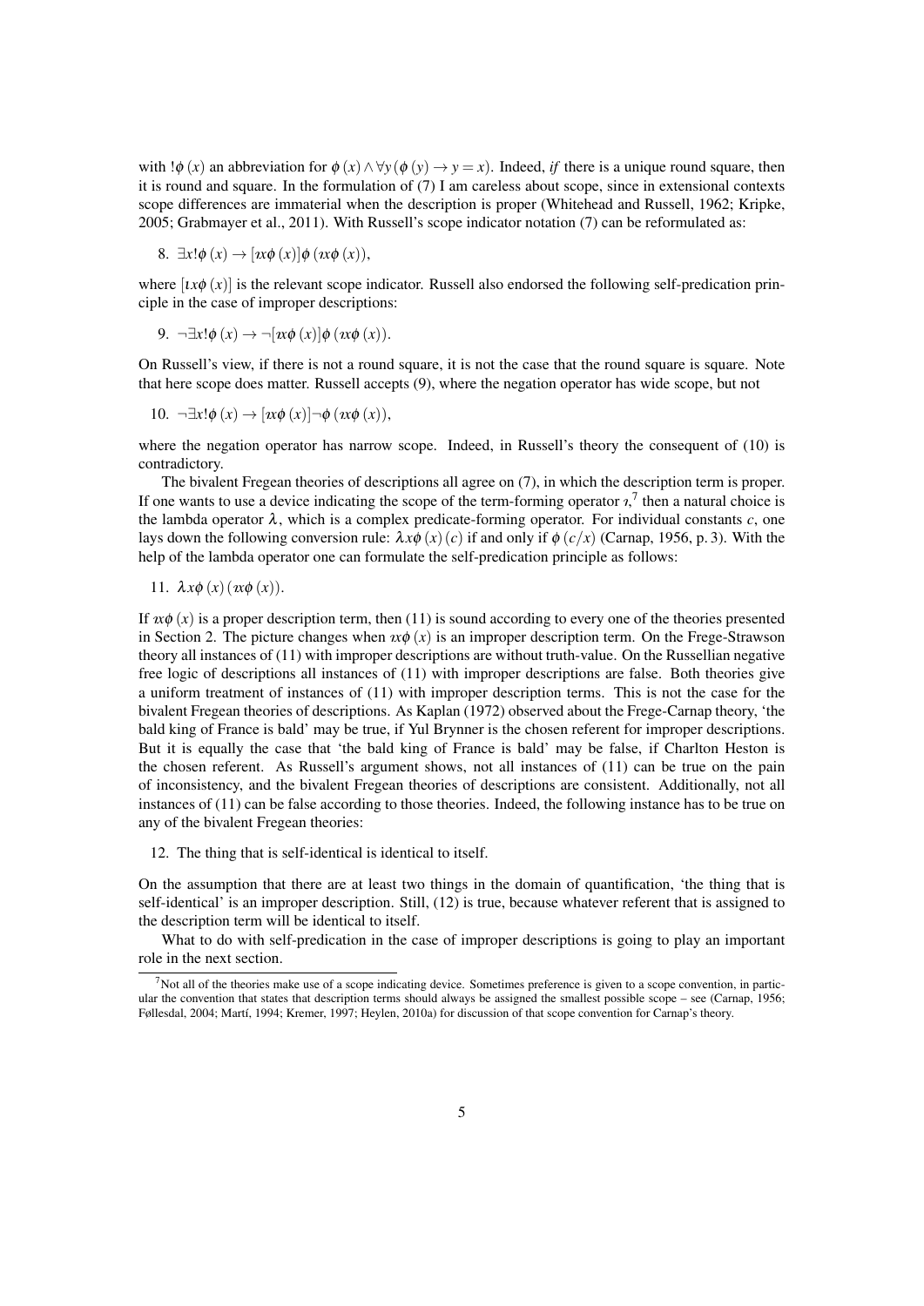with $!\phi(x)$ an abbreviation for $\phi(x) \wedge \forall y(\phi(y) \rightarrow y = x)$. Indeed, *if* there is a unique round square, then it is round and square. In the formulation of (7) I am careless about scope, since in extensional contexts scope differences are immaterial when the description is proper (Whitehead and Russell, 1962; Kripke, 2005; Grabmayer et al., 2011). With Russell's scope indicator notation (7) can be reformulated as:

8. $\exists x!\phi(x) \rightarrow [\imath x\phi(x)]\phi(\imath x\phi(x))$,

where $[\iota x\phi(x)]$ is the relevant scope indicator. Russell also endorsed the following self-predication principle in the case of improper descriptions:

9. $\neg\exists x!\phi(x) \rightarrow \neg[\imath x\phi(x)]\phi(\imath x\phi(x))$.

On Russell's view, if there is not a round square, it is not the case that the round square is square. Note that here scope does matter. Russell accepts (9), where the negation operator has wide scope, but not

10. $\neg\exists x!\phi(x) \rightarrow [\imath x\phi(x)]\neg\phi(\imath x\phi(x))$,

where the negation operator has narrow scope. Indeed, in Russell's theory the consequent of (10) is contradictory.

The bivalent Fregean theories of descriptions all agree on (7), in which the description term is proper. If one wants to use a device indicating the scope of the term-forming operator $\imath$,[7] then a natural choice is the lambda operator $\lambda$, which is a complex predicate-forming operator. For individual constants $c$, one lays down the following conversion rule: $\lambda x\phi(x)(c)$ if and only if $\phi(c/x)$ (Carnap, 1956, p. 3). With the help of the lambda operator one can formulate the self-predication principle as follows:

11. $\lambda x\phi(x)(\imath x\phi(x))$.

If $\imath x\phi(x)$ is a proper description term, then (11) is sound according to every one of the theories presented in Section 2. The picture changes when $\imath x\phi(x)$ is an improper description term. On the Frege-Strawson theory all instances of (11) with improper descriptions are without truth-value. On the Russellian negative free logic of descriptions all instances of (11) with improper descriptions are false. Both theories give a uniform treatment of instances of (11) with improper description terms. This is not the case for the bivalent Fregean theories of descriptions. As Kaplan (1972) observed about the Frege-Carnap theory, 'the bald king of France is bald' may be true, if Yul Brynner is the chosen referent for improper descriptions. But it is equally the case that 'the bald king of France is bald' may be false, if Charlton Heston is the chosen referent. As Russell's argument shows, not all instances of (11) can be true on the pain of inconsistency, and the bivalent Fregean theories of descriptions are consistent. Additionally, not all instances of (11) can be false according to those theories. Indeed, the following instance has to be true on any of the bivalent Fregean theories:

12. The thing that is self-identical is identical to itself.

On the assumption that there are at least two things in the domain of quantification, 'the thing that is self-identical' is an improper description. Still, (12) is true, because whatever referent that is assigned to the description term will be identical to itself.

What to do with self-predication in the case of improper descriptions is going to play an important role in the next section.

[7] Not all of the theories make use of a scope indicating device. Sometimes preference is given to a scope convention, in particular the convention that states that description terms should always be assigned the smallest possible scope – see (Carnap, 1956; Føllesdal, 2004; Martí, 1994; Kremer, 1997; Heylen, 2010a) for discussion of that scope convention for Carnap's theory.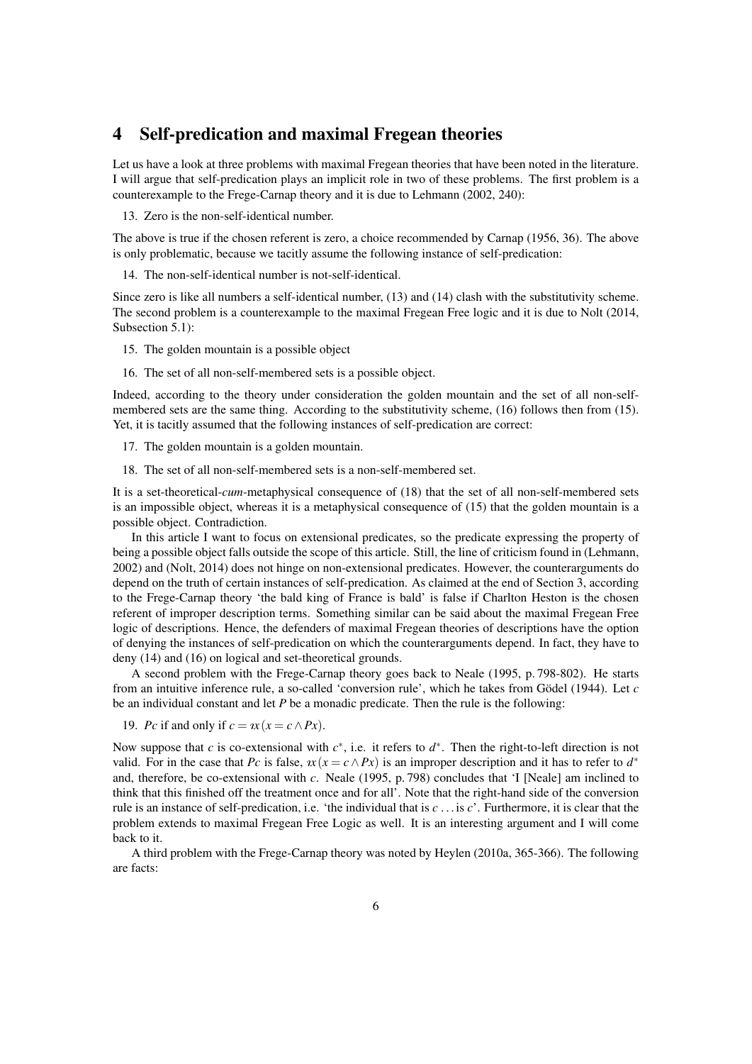## 4 Self-predication and maximal Fregean theories

Let us have a look at three problems with maximal Fregean theories that have been noted in the literature. I will argue that self-predication plays an implicit role in two of these problems. The first problem is a counterexample to the Frege-Carnap theory and it is due to Lehmann (2002, 240):

13. Zero is the non-self-identical number.

The above is true if the chosen referent is zero, a choice recommended by Carnap (1956, 36). The above is only problematic, because we tacitly assume the following instance of self-predication:

14. The non-self-identical number is not-self-identical.

Since zero is like all numbers a self-identical number, (13) and (14) clash with the substitutivity scheme. The second problem is a counterexample to the maximal Fregean Free logic and it is due to Nolt (2014, Subsection 5.1):

15. The golden mountain is a possible object

16. The set of all non-self-membered sets is a possible object.

Indeed, according to the theory under consideration the golden mountain and the set of all non-self-membered sets are the same thing. According to the substitutivity scheme, (16) follows then from (15). Yet, it is tacitly assumed that the following instances of self-predication are correct:

17. The golden mountain is a golden mountain.

18. The set of all non-self-membered sets is a non-self-membered set.

It is a set-theoretical-*cum*-metaphysical consequence of (18) that the set of all non-self-membered sets is an impossible object, whereas it is a metaphysical consequence of (15) that the golden mountain is a possible object. Contradiction.

In this article I want to focus on extensional predicates, so the predicate expressing the property of being a possible object falls outside the scope of this article. Still, the line of criticism found in (Lehmann, 2002) and (Nolt, 2014) does not hinge on non-extensional predicates. However, the counterarguments do depend on the truth of certain instances of self-predication. As claimed at the end of Section 3, according to the Frege-Carnap theory 'the bald king of France is bald' is false if Charlton Heston is the chosen referent of improper description terms. Something similar can be said about the maximal Fregean Free logic of descriptions. Hence, the defenders of maximal Fregean theories of descriptions have the option of denying the instances of self-predication on which the counterarguments depend. In fact, they have to deny (14) and (16) on logical and set-theoretical grounds.

A second problem with the Frege-Carnap theory goes back to Neale (1995, p. 798-802). He starts from an intuitive inference rule, a so-called 'conversion rule', which he takes from Gödel (1944). Let $c$ be an individual constant and let $P$ be a monadic predicate. Then the rule is the following:

19. $Pc$ if and only if $c = \imath x(x = c \wedge Px)$.

Now suppose that $c$ is co-extensional with $c^*$, i.e. it refers to $d^*$. Then the right-to-left direction is not valid. For in the case that $Pc$ is false, $\imath x(x = c \wedge Px)$ is an improper description and it has to refer to $d^*$ and, therefore, be co-extensional with $c$. Neale (1995, p. 798) concludes that 'I [Neale] am inclined to think that this finished off the treatment once and for all'. Note that the right-hand side of the conversion rule is an instance of self-predication, i.e. 'the individual that is $c$ ... is $c$'. Furthermore, it is clear that the problem extends to maximal Fregean Free Logic as well. It is an interesting argument and I will come back to it.

A third problem with the Frege-Carnap theory was noted by Heylen (2010a, 365-366). The following are facts: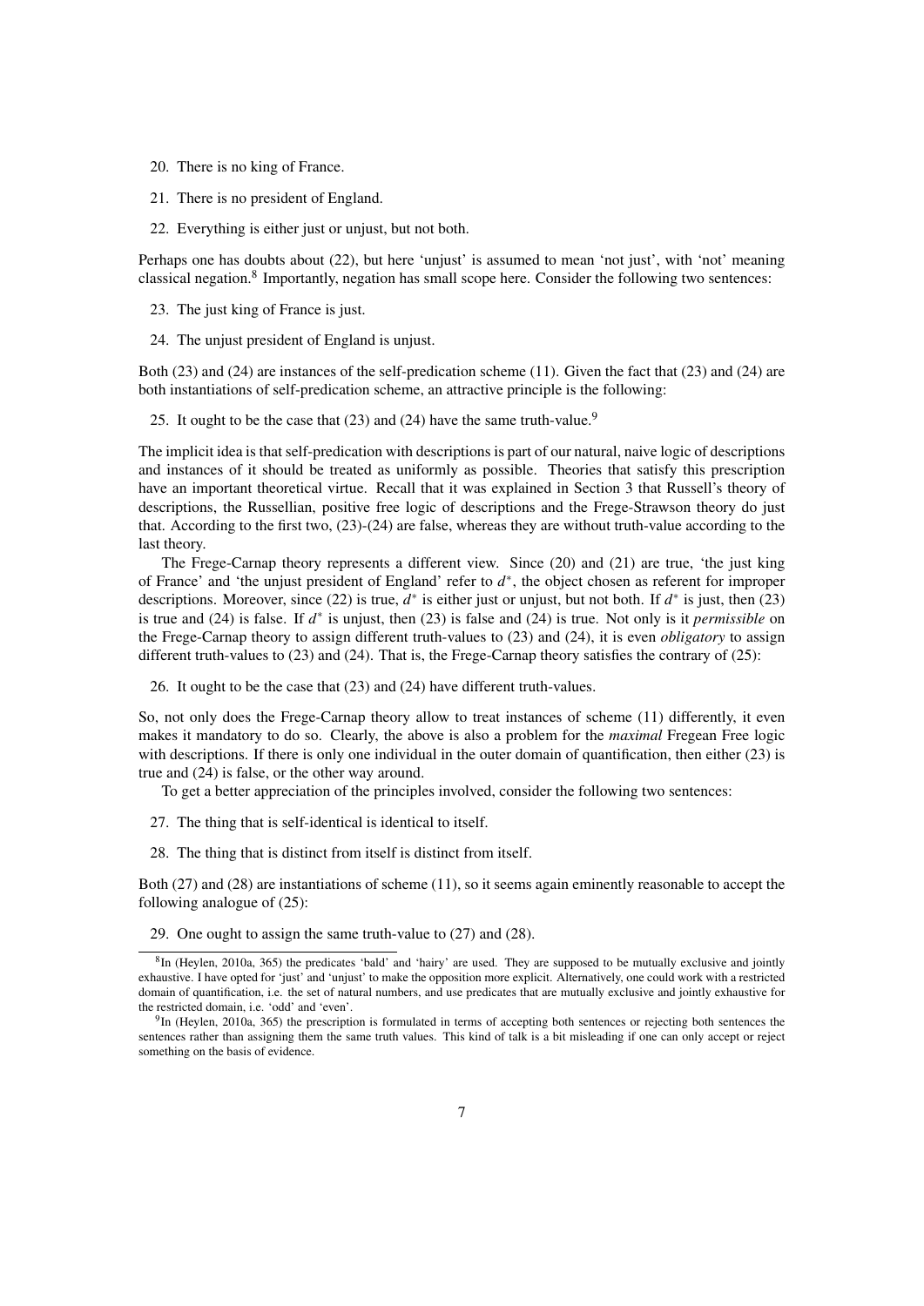20. There is no king of France.

21. There is no president of England.

22. Everything is either just or unjust, but not both.

Perhaps one has doubts about (22), but here 'unjust' is assumed to mean 'not just', with 'not' meaning classical negation.[8] Importantly, negation has small scope here. Consider the following two sentences:

23. The just king of France is just.

24. The unjust president of England is unjust.

Both (23) and (24) are instances of the self-predication scheme (11). Given the fact that (23) and (24) are both instantiations of self-predication scheme, an attractive principle is the following:

25. It ought to be the case that (23) and (24) have the same truth-value.[9]

The implicit idea is that self-predication with descriptions is part of our natural, naive logic of descriptions and instances of it should be treated as uniformly as possible. Theories that satisfy this prescription have an important theoretical virtue. Recall that it was explained in Section 3 that Russell's theory of descriptions, the Russellian, positive free logic of descriptions and the Frege-Strawson theory do just that. According to the first two, (23)-(24) are false, whereas they are without truth-value according to the last theory.

The Frege-Carnap theory represents a different view. Since (20) and (21) are true, 'the just king of France' and 'the unjust president of England' refer to $d^*$, the object chosen as referent for improper descriptions. Moreover, since (22) is true, $d^*$ is either just or unjust, but not both. If $d^*$ is just, then (23) is true and (24) is false. If $d^*$ is unjust, then (23) is false and (24) is true. Not only is it *permissible* on the Frege-Carnap theory to assign different truth-values to (23) and (24), it is even *obligatory* to assign different truth-values to (23) and (24). That is, the Frege-Carnap theory satisfies the contrary of (25):

26. It ought to be the case that (23) and (24) have different truth-values.

So, not only does the Frege-Carnap theory allow to treat instances of scheme (11) differently, it even makes it mandatory to do so. Clearly, the above is also a problem for the *maximal* Fregean Free logic with descriptions. If there is only one individual in the outer domain of quantification, then either (23) is true and (24) is false, or the other way around.

To get a better appreciation of the principles involved, consider the following two sentences:

27. The thing that is self-identical is identical to itself.

28. The thing that is distinct from itself is distinct from itself.

Both (27) and (28) are instantiations of scheme (11), so it seems again eminently reasonable to accept the following analogue of (25):

29. One ought to assign the same truth-value to (27) and (28).

---

[8] In (Heylen, 2010a, 365) the predicates 'bald' and 'hairy' are used. They are supposed to be mutually exclusive and jointly exhaustive. I have opted for 'just' and 'unjust' to make the opposition more explicit. Alternatively, one could work with a restricted domain of quantification, i.e. the set of natural numbers, and use predicates that are mutually exclusive and jointly exhaustive for the restricted domain, i.e. 'odd' and 'even'.

[9] In (Heylen, 2010a, 365) the prescription is formulated in terms of accepting both sentences or rejecting both sentences the sentences rather than assigning them the same truth values. This kind of talk is a bit misleading if one can only accept or reject something on the basis of evidence.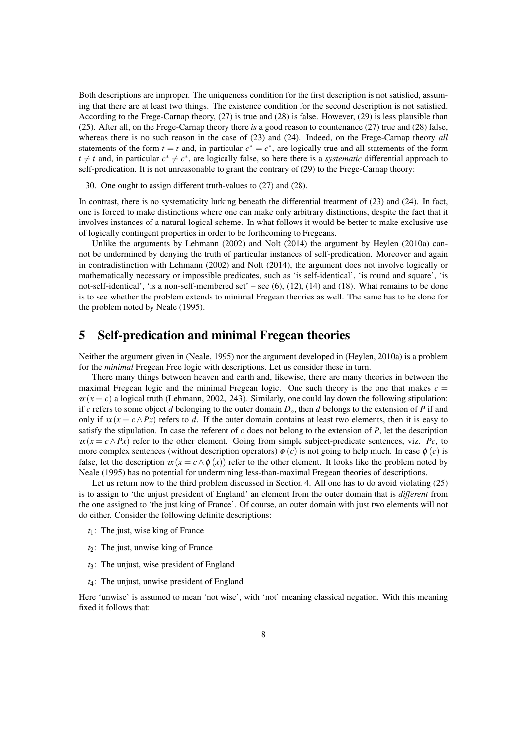Both descriptions are improper. The uniqueness condition for the first description is not satisfied, assuming that there are at least two things. The existence condition for the second description is not satisfied. According to the Frege-Carnap theory, (27) is true and (28) is false. However, (29) is less plausible than (25). After all, on the Frege-Carnap theory there *is* a good reason to countenance (27) true and (28) false, whereas there is no such reason in the case of (23) and (24). Indeed, on the Frege-Carnap theory *all* statements of the form $t = t$ and, in particular $c^* = c^*$, are logically true and all statements of the form $t \neq t$ and, in particular $c^* \neq c^*$, are logically false, so here there is a *systematic* differential approach to self-predication. It is not unreasonable to grant the contrary of (29) to the Frege-Carnap theory:

30. One ought to assign different truth-values to (27) and (28).

In contrast, there is no systematicity lurking beneath the differential treatment of (23) and (24). In fact, one is forced to make distinctions where one can make only arbitrary distinctions, despite the fact that it involves instances of a natural logical scheme. In what follows it would be better to make exclusive use of logically contingent properties in order to be forthcoming to Fregeans.

Unlike the arguments by Lehmann (2002) and Nolt (2014) the argument by Heylen (2010a) cannot be undermined by denying the truth of particular instances of self-predication. Moreover and again in contradistinction with Lehmann (2002) and Nolt (2014), the argument does not involve logically or mathematically necessary or impossible predicates, such as 'is self-identical', 'is round and square', 'is not-self-identical', 'is a non-self-membered set' – see (6), (12), (14) and (18). What remains to be done is to see whether the problem extends to minimal Fregean theories as well. The same has to be done for the problem noted by Neale (1995).

# 5 Self-predication and minimal Fregean theories

Neither the argument given in (Neale, 1995) nor the argument developed in (Heylen, 2010a) is a problem for the *minimal* Fregean Free logic with descriptions. Let us consider these in turn.

There many things between heaven and earth and, likewise, there are many theories in between the maximal Fregean logic and the minimal Fregean logic. One such theory is the one that makes $c = \iota x(x = c)$ a logical truth (Lehmann, 2002, 243). Similarly, one could lay down the following stipulation: if $c$ refers to some object $d$ belonging to the outer domain $D_o$, then $d$ belongs to the extension of $P$ if and only if $\iota x(x = c \wedge Px)$ refers to $d$. If the outer domain contains at least two elements, then it is easy to satisfy the stipulation. In case the referent of $c$ does not belong to the extension of $P$, let the description $\iota x(x = c \wedge Px)$ refer to the other element. Going from simple subject-predicate sentences, viz. $Pc$, to more complex sentences (without description operators) $\phi(c)$ is not going to help much. In case $\phi(c)$ is false, let the description $\iota x(x = c \wedge \phi(x))$ refer to the other element. It looks like the problem noted by Neale (1995) has no potential for undermining less-than-maximal Fregean theories of descriptions.

Let us return now to the third problem discussed in Section 4. All one has to do avoid violating (25) is to assign to 'the unjust president of England' an element from the outer domain that is *different* from the one assigned to 'the just king of France'. Of course, an outer domain with just two elements will not do either. Consider the following definite descriptions:

$t_1$: The just, wise king of France

$t_2$: The just, unwise king of France

$t_3$: The unjust, wise president of England

$t_4$: The unjust, unwise president of England

Here 'unwise' is assumed to mean 'not wise', with 'not' meaning classical negation. With this meaning fixed it follows that: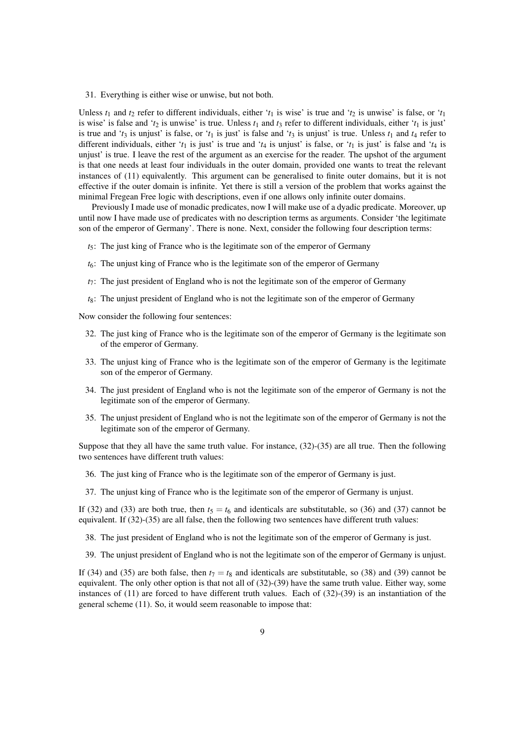31. Everything is either wise or unwise, but not both.

Unless $t_1$ and $t_2$ refer to different individuals, either '$t_1$ is wise' is true and '$t_2$ is unwise' is false, or '$t_1$ is wise' is false and '$t_2$ is unwise' is true. Unless $t_1$ and $t_3$ refer to different individuals, either '$t_1$ is just' is true and '$t_3$ is unjust' is false, or '$t_1$ is just' is false and '$t_3$ is unjust' is true. Unless $t_1$ and $t_4$ refer to different individuals, either '$t_1$ is just' is true and '$t_4$ is unjust' is false, or '$t_1$ is just' is false and '$t_4$ is unjust' is true. I leave the rest of the argument as an exercise for the reader. The upshot of the argument is that one needs at least four individuals in the outer domain, provided one wants to treat the relevant instances of (11) equivalently. This argument can be generalised to finite outer domains, but it is not effective if the outer domain is infinite. Yet there is still a version of the problem that works against the minimal Fregean Free logic with descriptions, even if one allows only infinite outer domains.

Previously I made use of monadic predicates, now I will make use of a dyadic predicate. Moreover, up until now I have made use of predicates with no description terms as arguments. Consider 'the legitimate son of the emperor of Germany'. There is none. Next, consider the following four description terms:

- $t_5$: The just king of France who is the legitimate son of the emperor of Germany
- $t_6$: The unjust king of France who is the legitimate son of the emperor of Germany
- $t_7$: The just president of England who is not the legitimate son of the emperor of Germany
- $t_8$: The unjust president of England who is not the legitimate son of the emperor of Germany

Now consider the following four sentences:

32. The just king of France who is the legitimate son of the emperor of Germany is the legitimate son of the emperor of Germany.
33. The unjust king of France who is the legitimate son of the emperor of Germany is the legitimate son of the emperor of Germany.
34. The just president of England who is not the legitimate son of the emperor of Germany is not the legitimate son of the emperor of Germany.
35. The unjust president of England who is not the legitimate son of the emperor of Germany is not the legitimate son of the emperor of Germany.

Suppose that they all have the same truth value. For instance, (32)-(35) are all true. Then the following two sentences have different truth values:

36. The just king of France who is the legitimate son of the emperor of Germany is just.
37. The unjust king of France who is the legitimate son of the emperor of Germany is unjust.

If (32) and (33) are both true, then $t_5 = t_6$ and identicals are substitutable, so (36) and (37) cannot be equivalent. If (32)-(35) are all false, then the following two sentences have different truth values:

38. The just president of England who is not the legitimate son of the emperor of Germany is just.
39. The unjust president of England who is not the legitimate son of the emperor of Germany is unjust.

If (34) and (35) are both false, then $t_7 = t_8$ and identicals are substitutable, so (38) and (39) cannot be equivalent. The only other option is that not all of (32)-(39) have the same truth value. Either way, some instances of (11) are forced to have different truth values. Each of (32)-(39) is an instantiation of the general scheme (11). So, it would seem reasonable to impose that: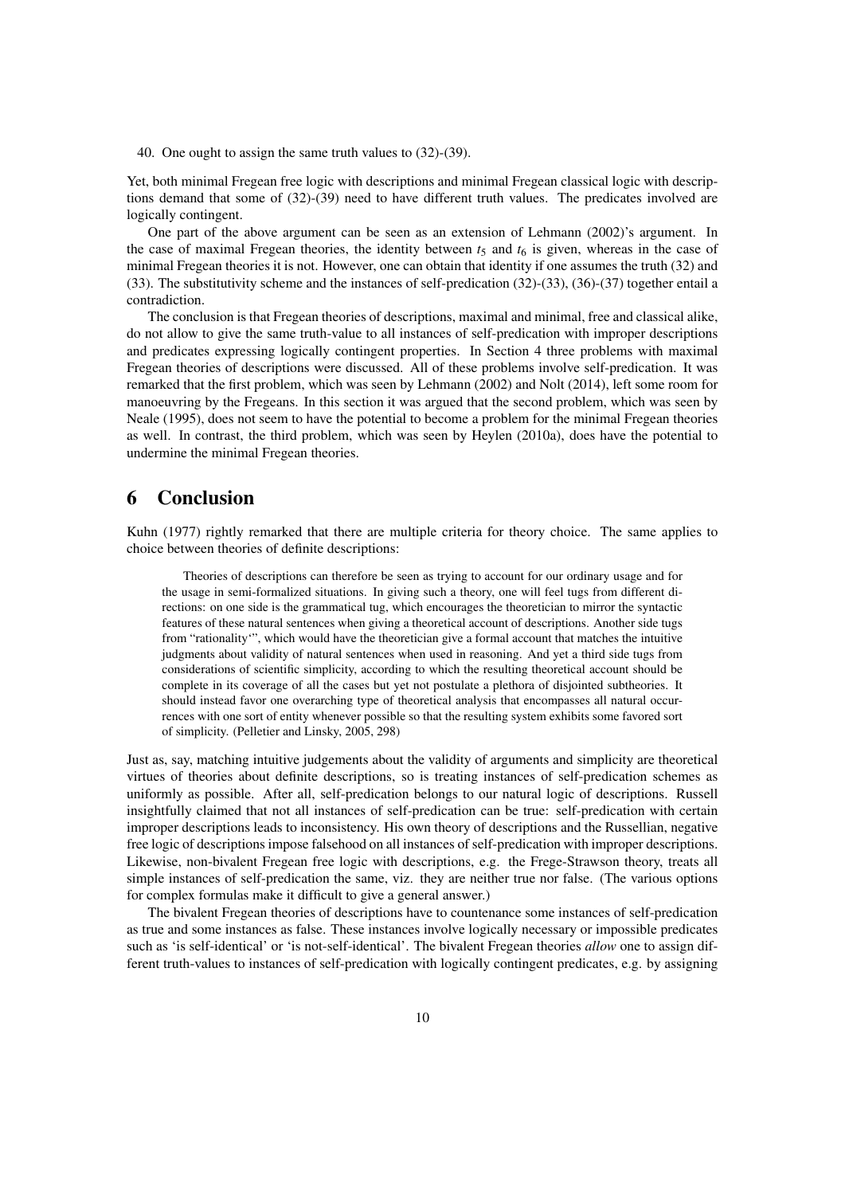40. One ought to assign the same truth values to (32)-(39).

Yet, both minimal Fregean free logic with descriptions and minimal Fregean classical logic with descriptions demand that some of (32)-(39) need to have different truth values. The predicates involved are logically contingent.

One part of the above argument can be seen as an extension of Lehmann (2002)'s argument. In the case of maximal Fregean theories, the identity between $t_5$ and $t_6$ is given, whereas in the case of minimal Fregean theories it is not. However, one can obtain that identity if one assumes the truth (32) and (33). The substitutivity scheme and the instances of self-predication (32)-(33), (36)-(37) together entail a contradiction.

The conclusion is that Fregean theories of descriptions, maximal and minimal, free and classical alike, do not allow to give the same truth-value to all instances of self-predication with improper descriptions and predicates expressing logically contingent properties. In Section 4 three problems with maximal Fregean theories of descriptions were discussed. All of these problems involve self-predication. It was remarked that the first problem, which was seen by Lehmann (2002) and Nolt (2014), left some room for manoeuvring by the Fregeans. In this section it was argued that the second problem, which was seen by Neale (1995), does not seem to have the potential to become a problem for the minimal Fregean theories as well. In contrast, the third problem, which was seen by Heylen (2010a), does have the potential to undermine the minimal Fregean theories.

# 6 Conclusion

Kuhn (1977) rightly remarked that there are multiple criteria for theory choice. The same applies to choice between theories of definite descriptions:

> Theories of descriptions can therefore be seen as trying to account for our ordinary usage and for the usage in semi-formalized situations. In giving such a theory, one will feel tugs from different directions: on one side is the grammatical tug, which encourages the theoretician to mirror the syntactic features of these natural sentences when giving a theoretical account of descriptions. Another side tugs from "rationality'", which would have the theoretician give a formal account that matches the intuitive judgments about validity of natural sentences when used in reasoning. And yet a third side tugs from considerations of scientific simplicity, according to which the resulting theoretical account should be complete in its coverage of all the cases but yet not postulate a plethora of disjointed subtheories. It should instead favor one overarching type of theoretical analysis that encompasses all natural occurrences with one sort of entity whenever possible so that the resulting system exhibits some favored sort of simplicity. (Pelletier and Linsky, 2005, 298)

Just as, say, matching intuitive judgements about the validity of arguments and simplicity are theoretical virtues of theories about definite descriptions, so is treating instances of self-predication schemes as uniformly as possible. After all, self-predication belongs to our natural logic of descriptions. Russell insightfully claimed that not all instances of self-predication can be true: self-predication with certain improper descriptions leads to inconsistency. His own theory of descriptions and the Russellian, negative free logic of descriptions impose falsehood on all instances of self-predication with improper descriptions. Likewise, non-bivalent Fregean free logic with descriptions, e.g. the Frege-Strawson theory, treats all simple instances of self-predication the same, viz. they are neither true nor false. (The various options for complex formulas make it difficult to give a general answer.)

The bivalent Fregean theories of descriptions have to countenance some instances of self-predication as true and some instances as false. These instances involve logically necessary or impossible predicates such as 'is self-identical' or 'is not-self-identical'. The bivalent Fregean theories *allow* one to assign different truth-values to instances of self-predication with logically contingent predicates, e.g. by assigning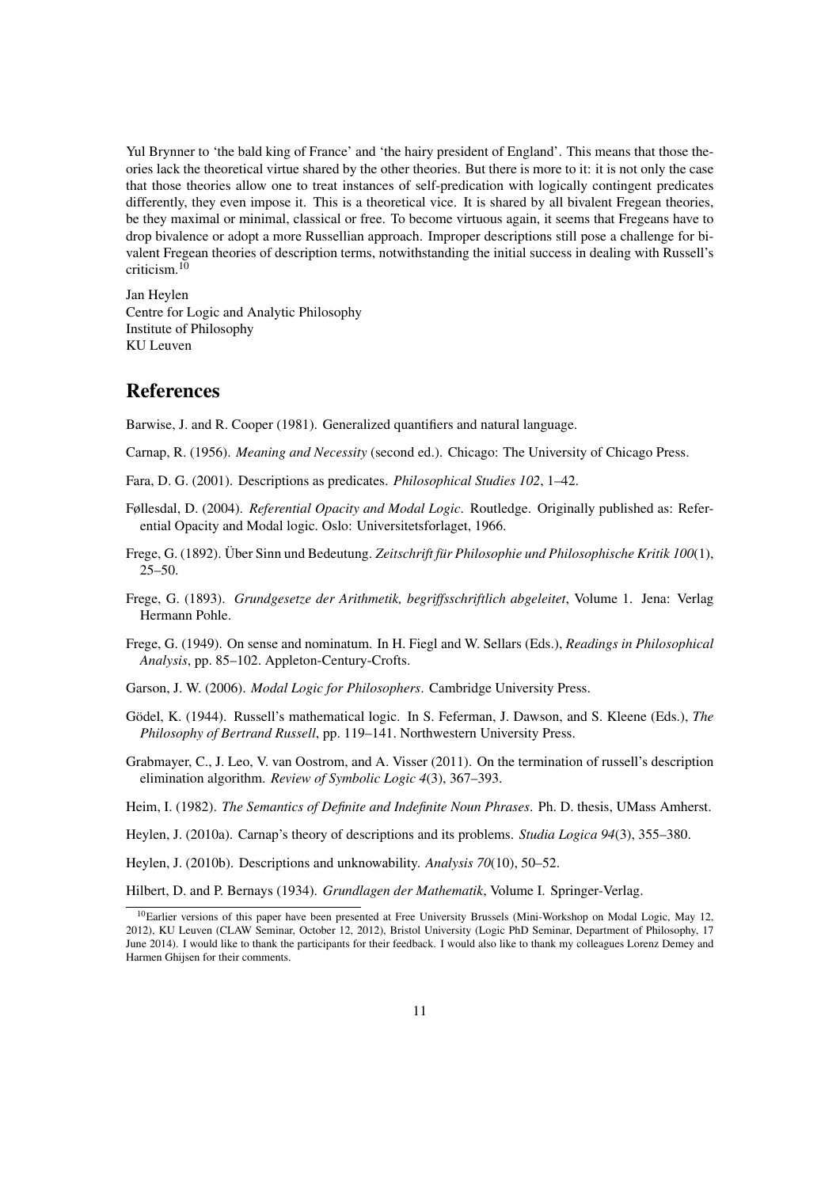Yul Brynner to 'the bald king of France' and 'the hairy president of England'. This means that those theories lack the theoretical virtue shared by the other theories. But there is more to it: it is not only the case that those theories allow one to treat instances of self-predication with logically contingent predicates differently, they even impose it. This is a theoretical vice. It is shared by all bivalent Fregean theories, be they maximal or minimal, classical or free. To become virtuous again, it seems that Fregeans have to drop bivalence or adopt a more Russellian approach. Improper descriptions still pose a challenge for bivalent Fregean theories of description terms, notwithstanding the initial success in dealing with Russell's criticism.[10]

Jan Heylen
Centre for Logic and Analytic Philosophy
Institute of Philosophy
KU Leuven

## References

Barwise, J. and R. Cooper (1981). Generalized quantifiers and natural language.

Carnap, R. (1956). *Meaning and Necessity* (second ed.). Chicago: The University of Chicago Press.

Fara, D. G. (2001). Descriptions as predicates. *Philosophical Studies 102*, 1–42.

Føllesdal, D. (2004). *Referential Opacity and Modal Logic*. Routledge. Originally published as: Referential Opacity and Modal logic. Oslo: Universitetsforlaget, 1966.

Frege, G. (1892). Über Sinn und Bedeutung. *Zeitschrift für Philosophie und Philosophische Kritik 100*(1), 25–50.

Frege, G. (1893). *Grundgesetze der Arithmetik, begriffsschriftlich abgeleitet*, Volume 1. Jena: Verlag Hermann Pohle.

Frege, G. (1949). On sense and nominatum. In H. Fiegl and W. Sellars (Eds.), *Readings in Philosophical Analysis*, pp. 85–102. Appleton-Century-Crofts.

Garson, J. W. (2006). *Modal Logic for Philosophers*. Cambridge University Press.

Gödel, K. (1944). Russell's mathematical logic. In S. Feferman, J. Dawson, and S. Kleene (Eds.), *The Philosophy of Bertrand Russell*, pp. 119–141. Northwestern University Press.

Grabmayer, C., J. Leo, V. van Oostrom, and A. Visser (2011). On the termination of russell's description elimination algorithm. *Review of Symbolic Logic 4*(3), 367–393.

Heim, I. (1982). *The Semantics of Definite and Indefinite Noun Phrases*. Ph. D. thesis, UMass Amherst.

Heylen, J. (2010a). Carnap's theory of descriptions and its problems. *Studia Logica 94*(3), 355–380.

Heylen, J. (2010b). Descriptions and unknowability. *Analysis 70*(10), 50–52.

Hilbert, D. and P. Bernays (1934). *Grundlagen der Mathematik*, Volume I. Springer-Verlag.

[10] Earlier versions of this paper have been presented at Free University Brussels (Mini-Workshop on Modal Logic, May 12, 2012), KU Leuven (CLAW Seminar, October 12, 2012), Bristol University (Logic PhD Seminar, Department of Philosophy, 17 June 2014). I would like to thank the participants for their feedback. I would also like to thank my colleagues Lorenz Demey and Harmen Ghijsen for their comments.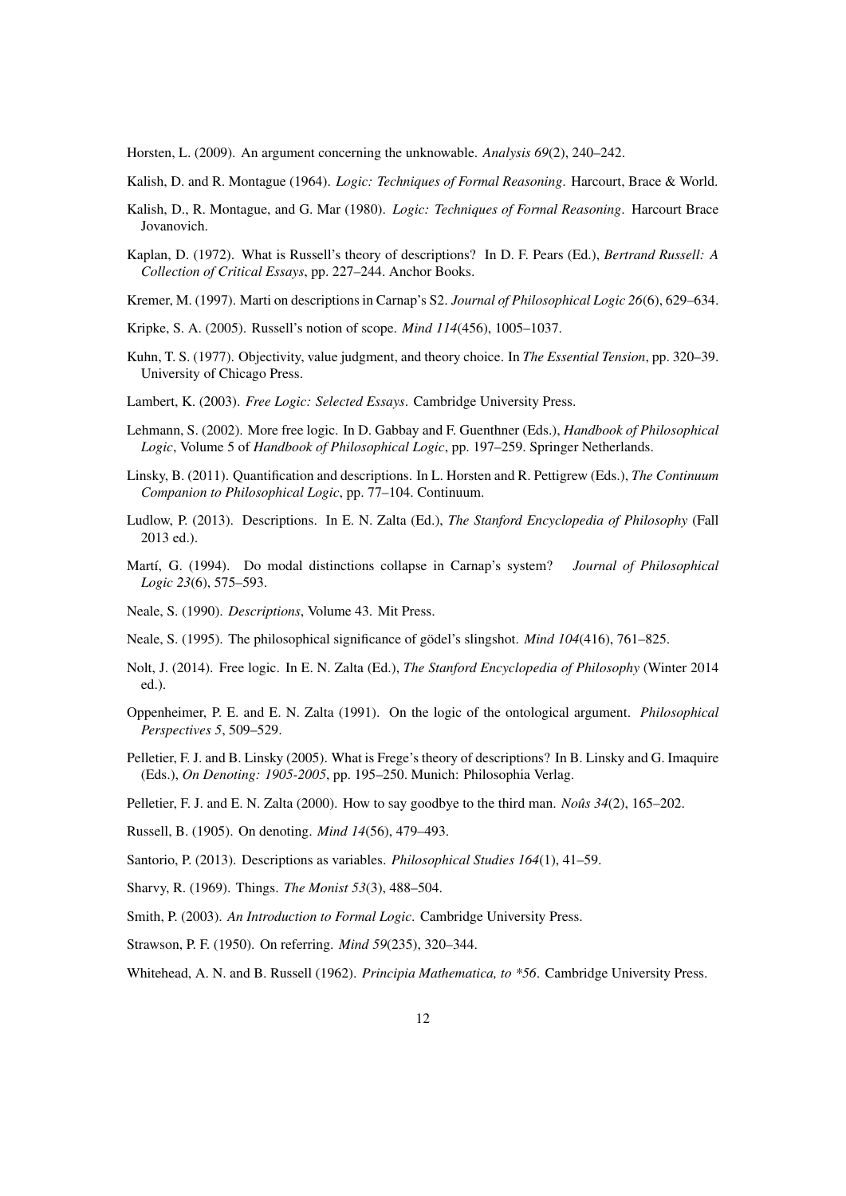Horsten, L. (2009). An argument concerning the unknowable. *Analysis 69*(2), 240–242.

Kalish, D. and R. Montague (1964). *Logic: Techniques of Formal Reasoning*. Harcourt, Brace & World.

Kalish, D., R. Montague, and G. Mar (1980). *Logic: Techniques of Formal Reasoning*. Harcourt Brace Jovanovich.

Kaplan, D. (1972). What is Russell's theory of descriptions? In D. F. Pears (Ed.), *Bertrand Russell: A Collection of Critical Essays*, pp. 227–244. Anchor Books.

Kremer, M. (1997). Marti on descriptions in Carnap's S2. *Journal of Philosophical Logic 26*(6), 629–634.

Kripke, S. A. (2005). Russell's notion of scope. *Mind 114*(456), 1005–1037.

Kuhn, T. S. (1977). Objectivity, value judgment, and theory choice. In *The Essential Tension*, pp. 320–39. University of Chicago Press.

Lambert, K. (2003). *Free Logic: Selected Essays*. Cambridge University Press.

Lehmann, S. (2002). More free logic. In D. Gabbay and F. Guenthner (Eds.), *Handbook of Philosophical Logic*, Volume 5 of *Handbook of Philosophical Logic*, pp. 197–259. Springer Netherlands.

Linsky, B. (2011). Quantification and descriptions. In L. Horsten and R. Pettigrew (Eds.), *The Continuum Companion to Philosophical Logic*, pp. 77–104. Continuum.

Ludlow, P. (2013). Descriptions. In E. N. Zalta (Ed.), *The Stanford Encyclopedia of Philosophy* (Fall 2013 ed.).

Martí, G. (1994). Do modal distinctions collapse in Carnap's system? *Journal of Philosophical Logic 23*(6), 575–593.

Neale, S. (1990). *Descriptions*, Volume 43. Mit Press.

Neale, S. (1995). The philosophical significance of gödel's slingshot. *Mind 104*(416), 761–825.

Nolt, J. (2014). Free logic. In E. N. Zalta (Ed.), *The Stanford Encyclopedia of Philosophy* (Winter 2014 ed.).

Oppenheimer, P. E. and E. N. Zalta (1991). On the logic of the ontological argument. *Philosophical Perspectives 5*, 509–529.

Pelletier, F. J. and B. Linsky (2005). What is Frege's theory of descriptions? In B. Linsky and G. Imaquire (Eds.), *On Denoting: 1905-2005*, pp. 195–250. Munich: Philosophia Verlag.

Pelletier, F. J. and E. N. Zalta (2000). How to say goodbye to the third man. *Noûs 34*(2), 165–202.

Russell, B. (1905). On denoting. *Mind 14*(56), 479–493.

Santorio, P. (2013). Descriptions as variables. *Philosophical Studies 164*(1), 41–59.

Sharvy, R. (1969). Things. *The Monist 53*(3), 488–504.

Smith, P. (2003). *An Introduction to Formal Logic*. Cambridge University Press.

Strawson, P. F. (1950). On referring. *Mind 59*(235), 320–344.

Whitehead, A. N. and B. Russell (1962). *Principia Mathematica, to \*56*. Cambridge University Press.